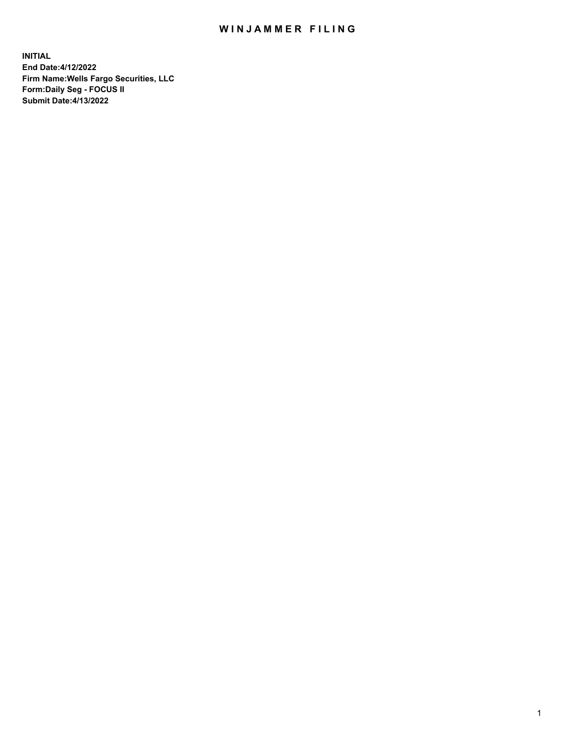# WINJAMMER FILING

**INITIAL**
**End Date:4/12/2022**
**Firm Name:Wells Fargo Securities, LLC**
**Form:Daily Seg - FOCUS II**
**Submit Date:4/13/2022**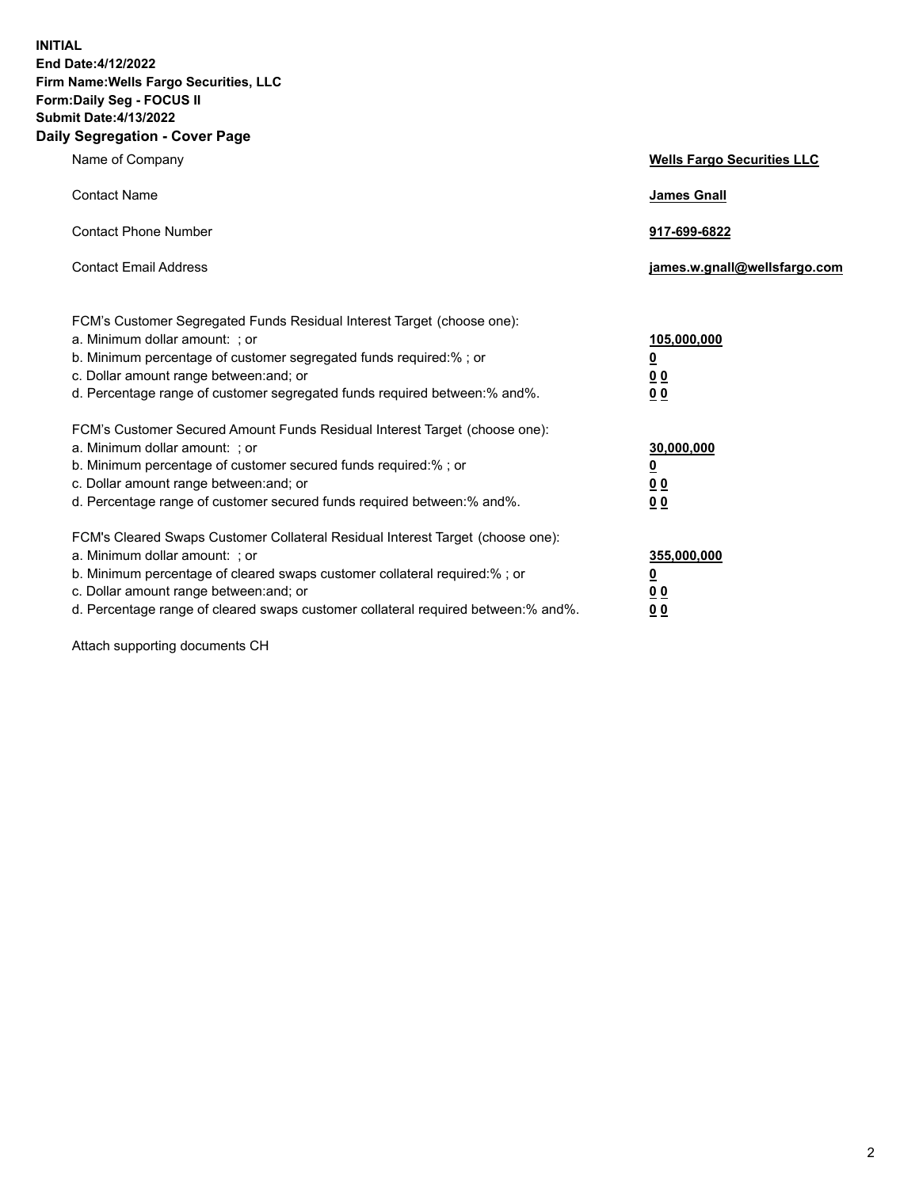**INITIAL**
**End Date:4/12/2022**
**Firm Name:Wells Fargo Securities, LLC**
**Form:Daily Seg - FOCUS II**
**Submit Date:4/13/2022**

## Daily Segregation - Cover Page

| | |
|---|---|
| Name of Company | **Wells Fargo Securities LLC** |
| Contact Name | **James Gnall** |
| Contact Phone Number | **917-699-6822** |
| Contact Email Address | **james.w.gnall@wellsfargo.com** |
| FCM's Customer Segregated Funds Residual Interest Target (choose one): | |
| a. Minimum dollar amount: ; or | **105,000,000** |
| b. Minimum percentage of customer segregated funds required:% ; or | **0** |
| c. Dollar amount range between:and; or | **0 0** |
| d. Percentage range of customer segregated funds required between:% and%. | **0 0** |
| FCM's Customer Secured Amount Funds Residual Interest Target (choose one): | |
| a. Minimum dollar amount: ; or | **30,000,000** |
| b. Minimum percentage of customer secured funds required:% ; or | **0** |
| c. Dollar amount range between:and; or | **0 0** |
| d. Percentage range of customer secured funds required between:% and%. | **0 0** |
| FCM's Cleared Swaps Customer Collateral Residual Interest Target (choose one): | |
| a. Minimum dollar amount: ; or | **355,000,000** |
| b. Minimum percentage of cleared swaps customer collateral required:% ; or | **0** |
| c. Dollar amount range between:and; or | **0 0** |
| d. Percentage range of cleared swaps customer collateral required between:% and%. | **0 0** |

Attach supporting documents CH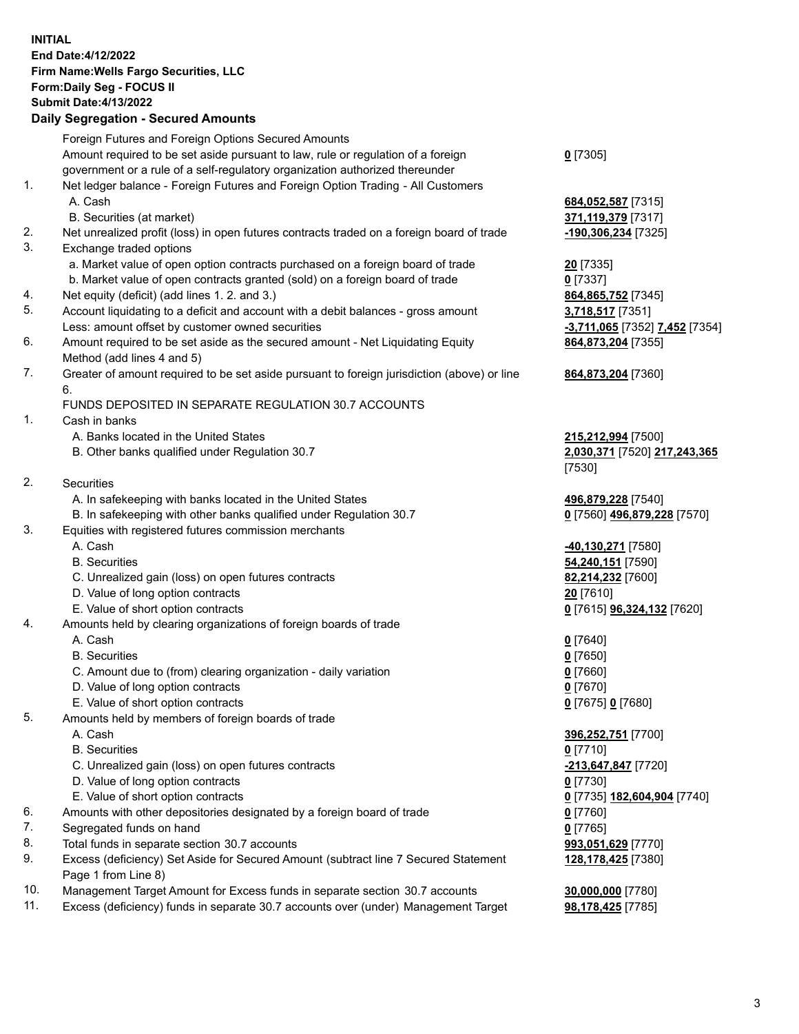**INITIAL**
**End Date:4/12/2022**
**Firm Name:Wells Fargo Securities, LLC**
**Form:Daily Seg - FOCUS II**
**Submit Date:4/13/2022**

## Daily Segregation - Secured Amounts

| | | |
|---|---|---|
| | Foreign Futures and Foreign Options Secured Amounts | |
| | Amount required to be set aside pursuant to law, rule or regulation of a foreign government or a rule of a self-regulatory organization authorized thereunder | **0** [7305] |
| 1. | Net ledger balance - Foreign Futures and Foreign Option Trading - All Customers | |
| | A. Cash | **684,052,587** [7315] |
| | B. Securities (at market) | **371,119,379** [7317] |
| 2. | Net unrealized profit (loss) in open futures contracts traded on a foreign board of trade | **-190,306,234** [7325] |
| 3. | Exchange traded options | |
| | a. Market value of open option contracts purchased on a foreign board of trade | **20** [7335] |
| | b. Market value of open contracts granted (sold) on a foreign board of trade | **0** [7337] |
| 4. | Net equity (deficit) (add lines 1. 2. and 3.) | **864,865,752** [7345] |
| 5. | Account liquidating to a deficit and account with a debit balances - gross amount | **3,718,517** [7351] |
| | Less: amount offset by customer owned securities | **-3,711,065** [7352] **7,452** [7354] |
| 6. | Amount required to be set aside as the secured amount - Net Liquidating Equity Method (add lines 4 and 5) | **864,873,204** [7355] |
| 7. | Greater of amount required to be set aside pursuant to foreign jurisdiction (above) or line 6. | **864,873,204** [7360] |
| | FUNDS DEPOSITED IN SEPARATE REGULATION 30.7 ACCOUNTS | |
| 1. | Cash in banks | |
| | A. Banks located in the United States | **215,212,994** [7500] |
| | B. Other banks qualified under Regulation 30.7 | **2,030,371** [7520] **217,243,365** [7530] |
| 2. | Securities | |
| | A. In safekeeping with banks located in the United States | **496,879,228** [7540] |
| | B. In safekeeping with other banks qualified under Regulation 30.7 | **0** [7560] **496,879,228** [7570] |
| 3. | Equities with registered futures commission merchants | |
| | A. Cash | **-40,130,271** [7580] |
| | B. Securities | **54,240,151** [7590] |
| | C. Unrealized gain (loss) on open futures contracts | **82,214,232** [7600] |
| | D. Value of long option contracts | **20** [7610] |
| | E. Value of short option contracts | **0** [7615] **96,324,132** [7620] |
| 4. | Amounts held by clearing organizations of foreign boards of trade | |
| | A. Cash | **0** [7640] |
| | B. Securities | **0** [7650] |
| | C. Amount due to (from) clearing organization - daily variation | **0** [7660] |
| | D. Value of long option contracts | **0** [7670] |
| | E. Value of short option contracts | **0** [7675] **0** [7680] |
| 5. | Amounts held by members of foreign boards of trade | |
| | A. Cash | **396,252,751** [7700] |
| | B. Securities | **0** [7710] |
| | C. Unrealized gain (loss) on open futures contracts | **-213,647,847** [7720] |
| | D. Value of long option contracts | **0** [7730] |
| | E. Value of short option contracts | **0** [7735] **182,604,904** [7740] |
| 6. | Amounts with other depositories designated by a foreign board of trade | **0** [7760] |
| 7. | Segregated funds on hand | **0** [7765] |
| 8. | Total funds in separate section 30.7 accounts | **993,051,629** [7770] |
| 9. | Excess (deficiency) Set Aside for Secured Amount (subtract line 7 Secured Statement Page 1 from Line 8) | **128,178,425** [7380] |
| 10. | Management Target Amount for Excess funds in separate section 30.7 accounts | **30,000,000** [7780] |
| 11. | Excess (deficiency) funds in separate 30.7 accounts over (under) Management Target | **98,178,425** [7785] |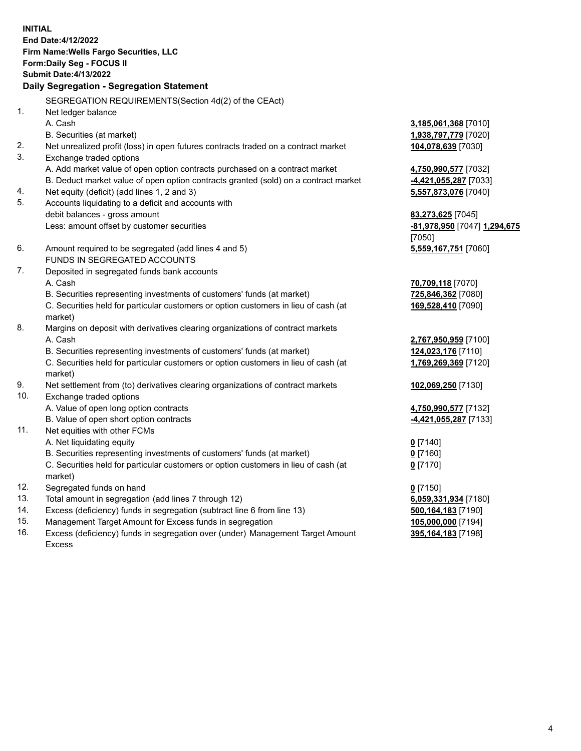**INITIAL**
**End Date:4/12/2022**
**Firm Name:Wells Fargo Securities, LLC**
**Form:Daily Seg - FOCUS II**
**Submit Date:4/13/2022**

## Daily Segregation - Segregation Statement

| | SEGREGATION REQUIREMENTS(Section 4d(2) of the CEAct) | |
|---|---|---|
| 1. | Net ledger balance | |
| | A. Cash | **3,185,061,368** [7010] |
| | B. Securities (at market) | **1,938,797,779** [7020] |
| 2. | Net unrealized profit (loss) in open futures contracts traded on a contract market | **104,078,639** [7030] |
| 3. | Exchange traded options | |
| | A. Add market value of open option contracts purchased on a contract market | **4,750,990,577** [7032] |
| | B. Deduct market value of open option contracts granted (sold) on a contract market | **-4,421,055,287** [7033] |
| 4. | Net equity (deficit) (add lines 1, 2 and 3) | **5,557,873,076** [7040] |
| 5. | Accounts liquidating to a deficit and accounts with debit balances - gross amount | **83,273,625** [7045] |
| | Less: amount offset by customer securities | **-81,978,950** [7047] **1,294,675** [7050] |
| 6. | Amount required to be segregated (add lines 4 and 5) | **5,559,167,751** [7060] |
| | FUNDS IN SEGREGATED ACCOUNTS | |
| 7. | Deposited in segregated funds bank accounts | |
| | A. Cash | **70,709,118** [7070] |
| | B. Securities representing investments of customers' funds (at market) | **725,846,362** [7080] |
| | C. Securities held for particular customers or option customers in lieu of cash (at market) | **169,528,410** [7090] |
| 8. | Margins on deposit with derivatives clearing organizations of contract markets | |
| | A. Cash | **2,767,950,959** [7100] |
| | B. Securities representing investments of customers' funds (at market) | **124,023,176** [7110] |
| | C. Securities held for particular customers or option customers in lieu of cash (at market) | **1,769,269,369** [7120] |
| 9. | Net settlement from (to) derivatives clearing organizations of contract markets | **102,069,250** [7130] |
| 10. | Exchange traded options | |
| | A. Value of open long option contracts | **4,750,990,577** [7132] |
| | B. Value of open short option contracts | **-4,421,055,287** [7133] |
| 11. | Net equities with other FCMs | |
| | A. Net liquidating equity | **0** [7140] |
| | B. Securities representing investments of customers' funds (at market) | **0** [7160] |
| | C. Securities held for particular customers or option customers in lieu of cash (at market) | **0** [7170] |
| 12. | Segregated funds on hand | **0** [7150] |
| 13. | Total amount in segregation (add lines 7 through 12) | **6,059,331,934** [7180] |
| 14. | Excess (deficiency) funds in segregation (subtract line 6 from line 13) | **500,164,183** [7190] |
| 15. | Management Target Amount for Excess funds in segregation | **105,000,000** [7194] |
| 16. | Excess (deficiency) funds in segregation over (under) Management Target Amount Excess | **395,164,183** [7198] |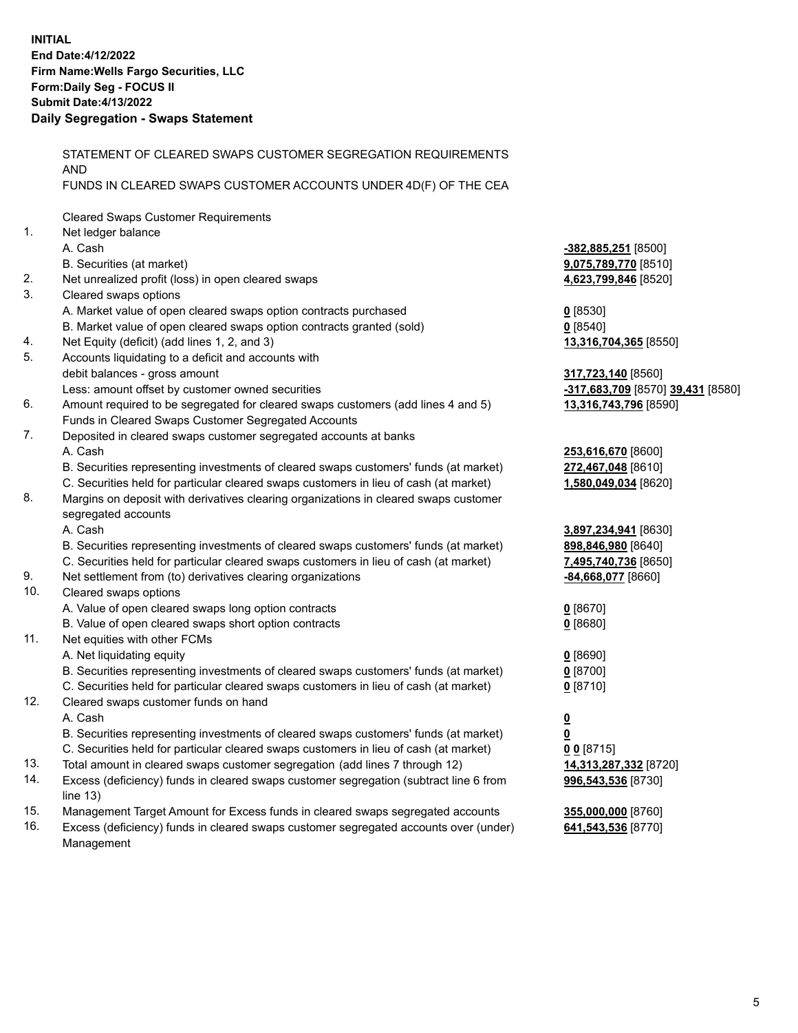**INITIAL**
**End Date:4/12/2022**
**Firm Name:Wells Fargo Securities, LLC**
**Form:Daily Seg - FOCUS II**
**Submit Date:4/13/2022**
**Daily Segregation - Swaps Statement**

STATEMENT OF CLEARED SWAPS CUSTOMER SEGREGATION REQUIREMENTS AND
FUNDS IN CLEARED SWAPS CUSTOMER ACCOUNTS UNDER 4D(F) OF THE CEA

| | | |
|---|---|---|
| | Cleared Swaps Customer Requirements | |
| 1. | Net ledger balance | |
| | A. Cash | **-382,885,251** [8500] |
| | B. Securities (at market) | **9,075,789,770** [8510] |
| 2. | Net unrealized profit (loss) in open cleared swaps | **4,623,799,846** [8520] |
| 3. | Cleared swaps options | |
| | A. Market value of open cleared swaps option contracts purchased | **0** [8530] |
| | B. Market value of open cleared swaps option contracts granted (sold) | **0** [8540] |
| 4. | Net Equity (deficit) (add lines 1, 2, and 3) | **13,316,704,365** [8550] |
| 5. | Accounts liquidating to a deficit and accounts with debit balances - gross amount | **317,723,140** [8560] |
| | Less: amount offset by customer owned securities | **-317,683,709** [8570] **39,431** [8580] |
| 6. | Amount required to be segregated for cleared swaps customers (add lines 4 and 5) | **13,316,743,796** [8590] |
| | Funds in Cleared Swaps Customer Segregated Accounts | |
| 7. | Deposited in cleared swaps customer segregated accounts at banks | |
| | A. Cash | **253,616,670** [8600] |
| | B. Securities representing investments of cleared swaps customers' funds (at market) | **272,467,048** [8610] |
| | C. Securities held for particular cleared swaps customers in lieu of cash (at market) | **1,580,049,034** [8620] |
| 8. | Margins on deposit with derivatives clearing organizations in cleared swaps customer segregated accounts | |
| | A. Cash | **3,897,234,941** [8630] |
| | B. Securities representing investments of cleared swaps customers' funds (at market) | **898,846,980** [8640] |
| | C. Securities held for particular cleared swaps customers in lieu of cash (at market) | **7,495,740,736** [8650] |
| 9. | Net settlement from (to) derivatives clearing organizations | **-84,668,077** [8660] |
| 10. | Cleared swaps options | |
| | A. Value of open cleared swaps long option contracts | **0** [8670] |
| | B. Value of open cleared swaps short option contracts | **0** [8680] |
| 11. | Net equities with other FCMs | |
| | A. Net liquidating equity | **0** [8690] |
| | B. Securities representing investments of cleared swaps customers' funds (at market) | **0** [8700] |
| | C. Securities held for particular cleared swaps customers in lieu of cash (at market) | **0** [8710] |
| 12. | Cleared swaps customer funds on hand | |
| | A. Cash | **0** |
| | B. Securities representing investments of cleared swaps customers' funds (at market) | **0** |
| | C. Securities held for particular cleared swaps customers in lieu of cash (at market) | **0** **0** [8715] |
| 13. | Total amount in cleared swaps customer segregation (add lines 7 through 12) | **14,313,287,332** [8720] |
| 14. | Excess (deficiency) funds in cleared swaps customer segregation (subtract line 6 from line 13) | **996,543,536** [8730] |
| 15. | Management Target Amount for Excess funds in cleared swaps segregated accounts | **355,000,000** [8760] |
| 16. | Excess (deficiency) funds in cleared swaps customer segregated accounts over (under) Management | **641,543,536** [8770] |